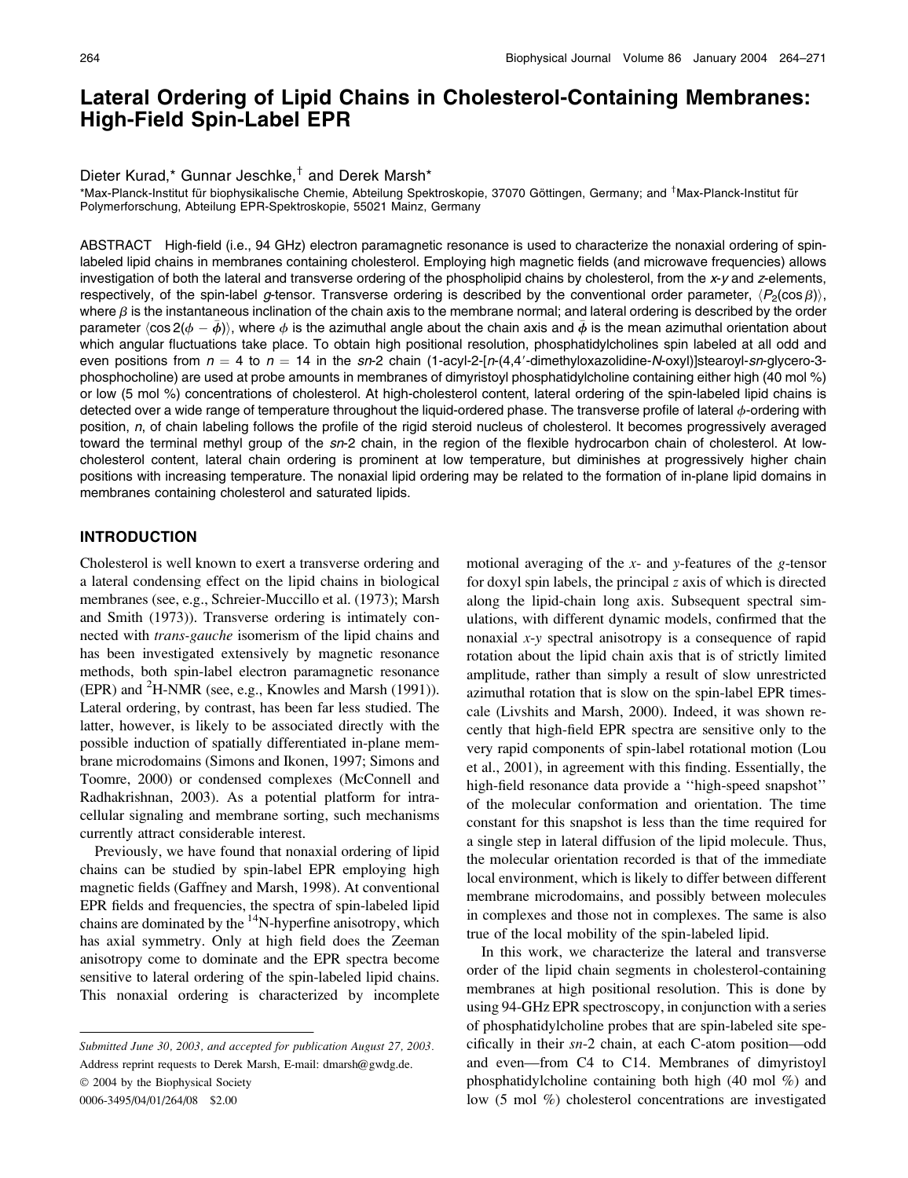# Lateral Ordering of Lipid Chains in Cholesterol-Containing Membranes: High-Field Spin-Label EPR

Dieter Kurad,* Gunnar Jeschke,[†] and Derek Marsh*

*Max-Planck-Institut für biophysikalische Chemie, Abteilung Spektroskopie, 37070 Göttingen, Germany; and [†]Max-Planck-Institut für Polymerforschung, Abteilung EPR-Spektroskopie, 55021 Mainz, Germany

ABSTRACT High-field (i.e., 94 GHz) electron paramagnetic resonance is used to characterize the nonaxial ordering of spin-labeled lipid chains in membranes containing cholesterol. Employing high magnetic fields (and microwave frequencies) allows investigation of both the lateral and transverse ordering of the phospholipid chains by cholesterol, from the *x-y* and *z*-elements, respectively, of the spin-label *g*-tensor. Transverse ordering is described by the conventional order parameter, $\langle P_2(\cos\beta)\rangle$, where $\beta$ is the instantaneous inclination of the chain axis to the membrane normal; and lateral ordering is described by the order parameter $\langle \cos 2(\phi - \bar{\phi})\rangle$, where $\phi$ is the azimuthal angle about the chain axis and $\bar{\phi}$ is the mean azimuthal orientation about which angular fluctuations take place. To obtain high positional resolution, phosphatidylcholines spin labeled at all odd and even positions from $n = 4$ to $n = 14$ in the *sn*-2 chain (1-acyl-2-[*n*-(4,4′-dimethyloxazolidine-*N*-oxyl)]stearoyl-*sn*-glycero-3-phosphocholine) are used at probe amounts in membranes of dimyristoyl phosphatidylcholine containing either high (40 mol %) or low (5 mol %) concentrations of cholesterol. At high-cholesterol content, lateral ordering of the spin-labeled lipid chains is detected over a wide range of temperature throughout the liquid-ordered phase. The transverse profile of lateral $\phi$-ordering with position, *n*, of chain labeling follows the profile of the rigid steroid nucleus of cholesterol. It becomes progressively averaged toward the terminal methyl group of the *sn*-2 chain, in the region of the flexible hydrocarbon chain of cholesterol. At low-cholesterol content, lateral chain ordering is prominent at low temperature, but diminishes at progressively higher chain positions with increasing temperature. The nonaxial lipid ordering may be related to the formation of in-plane lipid domains in membranes containing cholesterol and saturated lipids.

## INTRODUCTION

Cholesterol is well known to exert a transverse ordering and a lateral condensing effect on the lipid chains in biological membranes (see, e.g., Schreier-Muccillo et al. (1973); Marsh and Smith (1973)). Transverse ordering is intimately connected with *trans-gauche* isomerism of the lipid chains and has been investigated extensively by magnetic resonance methods, both spin-label electron paramagnetic resonance (EPR) and $^2$H-NMR (see, e.g., Knowles and Marsh (1991)). Lateral ordering, by contrast, has been far less studied. The latter, however, is likely to be associated directly with the possible induction of spatially differentiated in-plane membrane microdomains (Simons and Ikonen, 1997; Simons and Toomre, 2000) or condensed complexes (McConnell and Radhakrishnan, 2003). As a potential platform for intracellular signaling and membrane sorting, such mechanisms currently attract considerable interest.

Previously, we have found that nonaxial ordering of lipid chains can be studied by spin-label EPR employing high magnetic fields (Gaffney and Marsh, 1998). At conventional EPR fields and frequencies, the spectra of spin-labeled lipid chains are dominated by the $^{14}$N-hyperfine anisotropy, which has axial symmetry. Only at high field does the Zeeman anisotropy come to dominate and the EPR spectra become sensitive to lateral ordering of the spin-labeled lipid chains. This nonaxial ordering is characterized by incomplete motional averaging of the *x*- and *y*-features of the *g*-tensor for doxyl spin labels, the principal *z* axis of which is directed along the lipid-chain long axis. Subsequent spectral simulations, with different dynamic models, confirmed that the nonaxial *x-y* spectral anisotropy is a consequence of rapid rotation about the lipid chain axis that is of strictly limited amplitude, rather than simply a result of slow unrestricted azimuthal rotation that is slow on the spin-label EPR timescale (Livshits and Marsh, 2000). Indeed, it was shown recently that high-field EPR spectra are sensitive only to the very rapid components of spin-label rotational motion (Lou et al., 2001), in agreement with this finding. Essentially, the high-field resonance data provide a ''high-speed snapshot'' of the molecular conformation and orientation. The time constant for this snapshot is less than the time required for a single step in lateral diffusion of the lipid molecule. Thus, the molecular orientation recorded is that of the immediate local environment, which is likely to differ between different membrane microdomains, and possibly between molecules in complexes and those not in complexes. The same is also true of the local mobility of the spin-labeled lipid.

In this work, we characterize the lateral and transverse order of the lipid chain segments in cholesterol-containing membranes at high positional resolution. This is done by using 94-GHz EPR spectroscopy, in conjunction with a series of phosphatidylcholine probes that are spin-labeled site specifically in their *sn*-2 chain, at each C-atom position—odd and even—from C4 to C14. Membranes of dimyristoyl phosphatidylcholine containing both high (40 mol %) and low (5 mol %) cholesterol concentrations are investigated

*Submitted June 30, 2003, and accepted for publication August 27, 2003.*

Address reprint requests to Derek Marsh, E-mail: dmarsh@gwdg.de.

© 2004 by the Biophysical Society

0006-3495/04/01/264/08 $2.00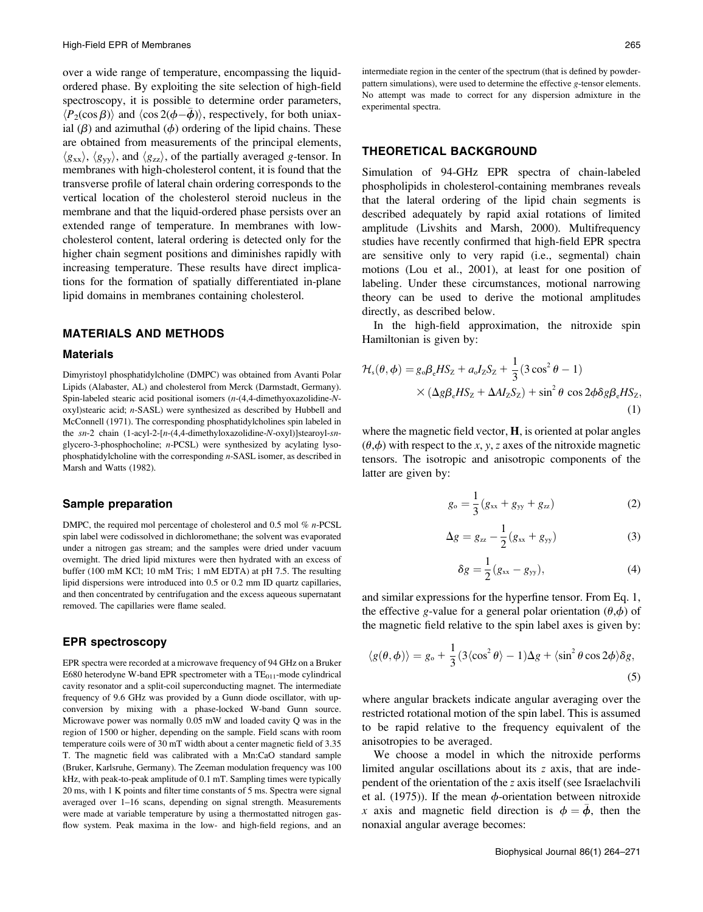over a wide range of temperature, encompassing the liquid-ordered phase. By exploiting the site selection of high-field spectroscopy, it is possible to determine order parameters, $\langle P_2(\cos\beta)\rangle$ and $\langle \cos 2(\phi-\bar{\phi})\rangle$, respectively, for both uniaxial ($\beta$) and azimuthal ($\phi$) ordering of the lipid chains. These are obtained from measurements of the principal elements, $\langle g_{xx}\rangle$, $\langle g_{yy}\rangle$, and $\langle g_{zz}\rangle$, of the partially averaged $g$-tensor. In membranes with high-cholesterol content, it is found that the transverse profile of lateral chain ordering corresponds to the vertical location of the cholesterol steroid nucleus in the membrane and that the liquid-ordered phase persists over an extended range of temperature. In membranes with low-cholesterol content, lateral ordering is detected only for the higher chain segment positions and diminishes rapidly with increasing temperature. These results have direct implications for the formation of spatially differentiated in-plane lipid domains in membranes containing cholesterol.

## MATERIALS AND METHODS

### Materials

Dimyristoyl phosphatidylcholine (DMPC) was obtained from Avanti Polar Lipids (Alabaster, AL) and cholesterol from Merck (Darmstadt, Germany). Spin-labeled stearic acid positional isomers ($n$-(4,4-dimethyoxazolidine-$N$-oxyl)stearic acid; $n$-SASL) were synthesized as described by Hubbell and McConnell (1971). The corresponding phosphatidylcholines spin labeled in the *sn*-2 chain (1-acyl-2-[$n$-(4,4-dimethyloxazolidine-$N$-oxyl)]stearoyl-*sn*-glycero-3-phosphocholine; $n$-PCSL) were synthesized by acylating lysophosphatidylcholine with the corresponding $n$-SASL isomer, as described in Marsh and Watts (1982).

### Sample preparation

DMPC, the required mol percentage of cholesterol and 0.5 mol % $n$-PCSL spin label were codissolved in dichloromethane; the solvent was evaporated under a nitrogen gas stream; and the samples were dried under vacuum overnight. The dried lipid mixtures were then hydrated with an excess of buffer (100 mM KCl; 10 mM Tris; 1 mM EDTA) at pH 7.5. The resulting lipid dispersions were introduced into 0.5 or 0.2 mm ID quartz capillaries, and then concentrated by centrifugation and the excess aqueous supernatant removed. The capillaries were flame sealed.

### EPR spectroscopy

EPR spectra were recorded at a microwave frequency of 94 GHz on a Bruker E680 heterodyne W-band EPR spectrometer with a $TE_{011}$-mode cylindrical cavity resonator and a split-coil superconducting magnet. The intermediate frequency of 9.6 GHz was provided by a Gunn diode oscillator, with up-conversion by mixing with a phase-locked W-band Gunn source. Microwave power was normally 0.05 mW and loaded cavity Q was in the region of 1500 or higher, depending on the sample. Field scans with room temperature coils were of 30 mT width about a center magnetic field of 3.35 T. The magnetic field was calibrated with a Mn:CaO standard sample (Bruker, Karlsruhe, Germany). The Zeeman modulation frequency was 100 kHz, with peak-to-peak amplitude of 0.1 mT. Sampling times were typically 20 ms, with 1 K points and filter time constants of 5 ms. Spectra were signal averaged over 1–16 scans, depending on signal strength. Measurements were made at variable temperature by using a thermostatted nitrogen gas-flow system. Peak maxima in the low- and high-field regions, and an intermediate region in the center of the spectrum (that is defined by powder-pattern simulations), were used to determine the effective $g$-tensor elements. No attempt was made to correct for any dispersion admixture in the experimental spectra.

## THEORETICAL BACKGROUND

Simulation of 94-GHz EPR spectra of chain-labeled phospholipids in cholesterol-containing membranes reveals that the lateral ordering of the lipid chain segments is described adequately by rapid axial rotations of limited amplitude (Livshits and Marsh, 2000). Multifrequency studies have recently confirmed that high-field EPR spectra are sensitive only to very rapid (i.e., segmental) chain motions (Lou et al., 2001), at least for one position of labeling. Under these circumstances, motional narrowing theory can be used to derive the motional amplitudes directly, as described below.

In the high-field approximation, the nitroxide spin Hamiltonian is given by:

$$\mathcal{H}_s(\theta,\phi) = g_o\beta_e HS_Z + a_o I_Z S_Z + \frac{1}{3}(3\cos^2\theta - 1) \times (\Delta g\beta_e HS_Z + \Delta A I_Z S_Z) + \sin^2\theta\,\cos 2\phi\,\delta g\beta_e HS_Z, \tag{1}$$

where the magnetic field vector, $\mathbf{H}$, is oriented at polar angles $(\theta,\phi)$ with respect to the $x$, $y$, $z$ axes of the nitroxide magnetic tensors. The isotropic and anisotropic components of the latter are given by:

$$g_o = \frac{1}{3}(g_{xx} + g_{yy} + g_{zz}) \tag{2}$$

$$\Delta g = g_{zz} - \frac{1}{2}(g_{xx} + g_{yy}) \tag{3}$$

$$\delta g = \frac{1}{2}(g_{xx} - g_{yy}), \tag{4}$$

and similar expressions for the hyperfine tensor. From Eq. 1, the effective $g$-value for a general polar orientation $(\theta,\phi)$ of the magnetic field relative to the spin label axes is given by:

$$\langle g(\theta,\phi)\rangle = g_o + \frac{1}{3}(3\langle\cos^2\theta\rangle - 1)\Delta g + \langle\sin^2\theta\cos 2\phi\rangle\delta g, \tag{5}$$

where angular brackets indicate angular averaging over the restricted rotational motion of the spin label. This is assumed to be rapid relative to the frequency equivalent of the anisotropies to be averaged.

We choose a model in which the nitroxide performs limited angular oscillations about its $z$ axis, that are independent of the orientation of the $z$ axis itself (see Israelachvili et al. (1975)). If the mean $\phi$-orientation between nitroxide $x$ axis and magnetic field direction is $\phi = \bar{\phi}$, then the nonaxial angular average becomes: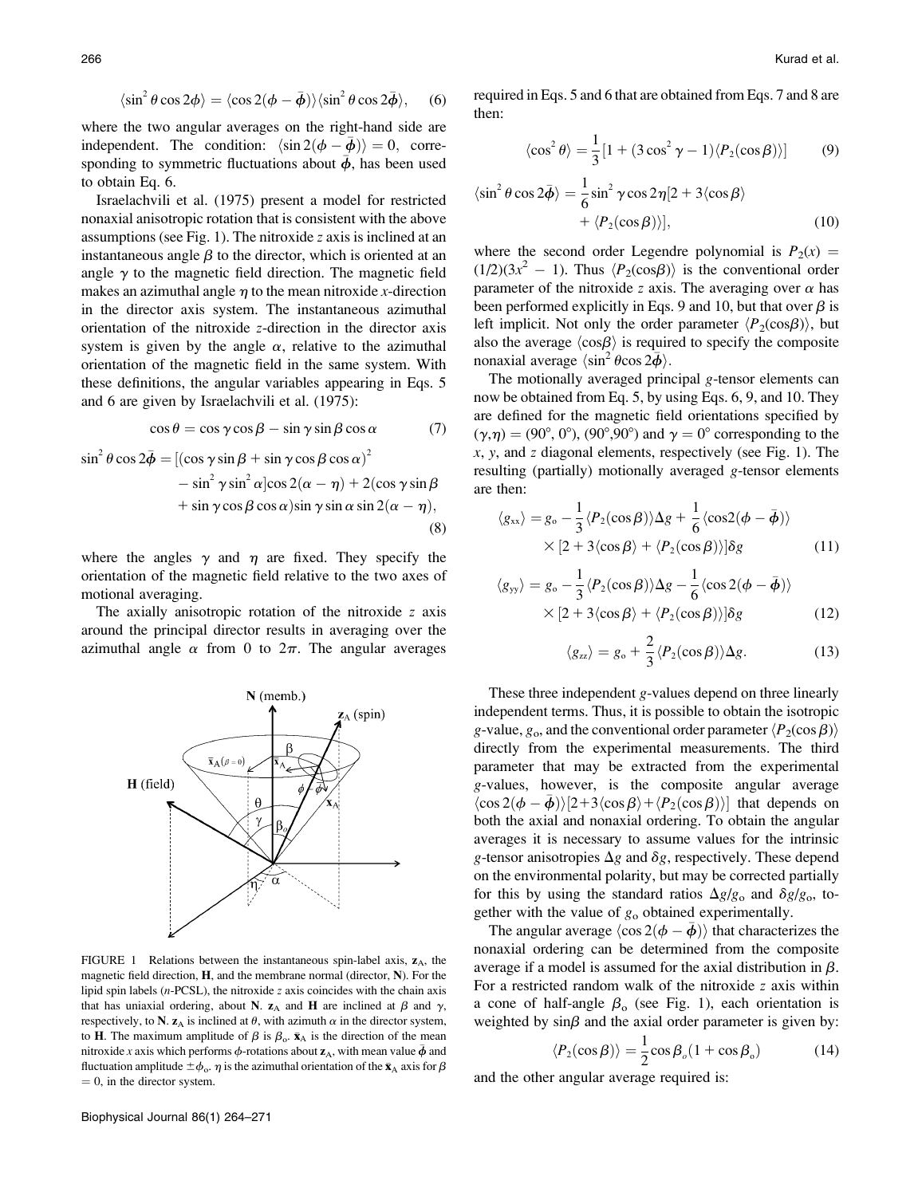$$\langle \sin^2\theta \cos 2\phi \rangle = \langle \cos 2(\phi - \bar{\phi}) \rangle \langle \sin^2\theta \cos 2\bar{\phi} \rangle, \quad (6)$$

where the two angular averages on the right-hand side are independent. The condition: $\langle \sin 2(\phi - \bar{\phi}) \rangle = 0$, corresponding to symmetric fluctuations about $\bar{\phi}$, has been used to obtain Eq. 6.

Israelachvili et al. (1975) present a model for restricted nonaxial anisotropic rotation that is consistent with the above assumptions (see Fig. 1). The nitroxide $z$ axis is inclined at an instantaneous angle $\beta$ to the director, which is oriented at an angle $\gamma$ to the magnetic field direction. The magnetic field makes an azimuthal angle $\eta$ to the mean nitroxide $x$-direction in the director axis system. The instantaneous azimuthal orientation of the nitroxide $z$-direction in the director axis system is given by the angle $\alpha$, relative to the azimuthal orientation of the magnetic field in the same system. With these definitions, the angular variables appearing in Eqs. 5 and 6 are given by Israelachvili et al. (1975):

$$\cos\theta = \cos\gamma\cos\beta - \sin\gamma\sin\beta\cos\alpha \quad (7)$$

$$\begin{aligned}\sin^2\theta\cos 2\bar{\phi} = {} & [(\cos\gamma\sin\beta + \sin\gamma\cos\beta\cos\alpha)^2 \\ & - \sin^2\gamma\sin^2\alpha]\cos 2(\alpha - \eta) + 2(\cos\gamma\sin\beta \\ & + \sin\gamma\cos\beta\cos\alpha)\sin\gamma\sin\alpha\sin 2(\alpha - \eta),\end{aligned} \quad (8)$$

where the angles $\gamma$ and $\eta$ are fixed. They specify the orientation of the magnetic field relative to the two axes of motional averaging.

The axially anisotropic rotation of the nitroxide $z$ axis around the principal director results in averaging over the azimuthal angle $\alpha$ from 0 to $2\pi$. The angular averages required in Eqs. 5 and 6 that are obtained from Eqs. 7 and 8 are then:

$$\langle \cos^2\theta \rangle = \frac{1}{3}[1 + (3\cos^2\gamma - 1)\langle P_2(\cos\beta)\rangle] \quad (9)$$

$$\begin{aligned}\langle \sin^2\theta\cos 2\bar{\phi} \rangle = {} & \frac{1}{6}\sin^2\gamma\cos 2\eta[2 + 3\langle\cos\beta\rangle \\ & + \langle P_2(\cos\beta)\rangle],\end{aligned} \quad (10)$$

where the second order Legendre polynomial is $P_2(x) = (1/2)(3x^2 - 1)$. Thus $\langle P_2(\cos\beta)\rangle$ is the conventional order parameter of the nitroxide $z$ axis. The averaging over $\alpha$ has been performed explicitly in Eqs. 9 and 10, but that over $\beta$ is left implicit. Not only the order parameter $\langle P_2(\cos\beta)\rangle$, but also the average $\langle\cos\beta\rangle$ is required to specify the composite nonaxial average $\langle \sin^2\theta\cos 2\bar{\phi}\rangle$.

The motionally averaged principal $g$-tensor elements can now be obtained from Eq. 5, by using Eqs. 6, 9, and 10. They are defined for the magnetic field orientations specified by $(\gamma,\eta) = (90°, 0°)$, $(90°,90°)$ and $\gamma = 0°$ corresponding to the $x$, $y$, and $z$ diagonal elements, respectively (see Fig. 1). The resulting (partially) motionally averaged $g$-tensor elements are then:

$$\begin{aligned}\langle g_{xx}\rangle = {} & g_o - \frac{1}{3}\langle P_2(\cos\beta)\rangle\Delta g + \frac{1}{6}\langle\cos 2(\phi - \bar{\phi})\rangle \\ & \times [2 + 3\langle\cos\beta\rangle + \langle P_2(\cos\beta)\rangle]\delta g\end{aligned} \quad (11)$$

$$\begin{aligned}\langle g_{yy}\rangle = {} & g_o - \frac{1}{3}\langle P_2(\cos\beta)\rangle\Delta g - \frac{1}{6}\langle\cos 2(\phi - \bar{\phi})\rangle \\ & \times [2 + 3\langle\cos\beta\rangle + \langle P_2(\cos\beta)\rangle]\delta g\end{aligned} \quad (12)$$

$$\langle g_{zz}\rangle = g_o + \frac{2}{3}\langle P_2(\cos\beta)\rangle\Delta g. \quad (13)$$

These three independent $g$-values depend on three linearly independent terms. Thus, it is possible to obtain the isotropic $g$-value, $g_o$, and the conventional order parameter $\langle P_2(\cos\beta)\rangle$ directly from the experimental measurements. The third parameter that may be extracted from the experimental $g$-values, however, is the composite angular average $\langle\cos 2(\phi - \bar{\phi})\rangle[2+3\langle\cos\beta\rangle+\langle P_2(\cos\beta)\rangle]$ that depends on both the axial and nonaxial ordering. To obtain the angular averages it is necessary to assume values for the intrinsic $g$-tensor anisotropies $\Delta g$ and $\delta g$, respectively. These depend on the environmental polarity, but may be corrected partially for this by using the standard ratios $\Delta g/g_o$ and $\delta g/g_o$, together with the value of $g_o$ obtained experimentally.

The angular average $\langle\cos 2(\phi - \bar{\phi})\rangle$ that characterizes the nonaxial ordering can be determined from the composite average if a model is assumed for the axial distribution in $\beta$. For a restricted random walk of the nitroxide $z$ axis within a cone of half-angle $\beta_o$ (see Fig. 1), each orientation is weighted by $\sin\beta$ and the axial order parameter is given by:

$$\langle P_2(\cos\beta)\rangle = \frac{1}{2}\cos\beta_o(1 + \cos\beta_o) \quad (14)$$

and the other angular average required is:

FIGURE 1 Relations between the instantaneous spin-label axis, $\mathbf{z}_A$, the magnetic field direction, $\mathbf{H}$, and the membrane normal (director, $\mathbf{N}$). For the lipid spin labels ($n$-PCSL), the nitroxide $z$ axis coincides with the chain axis that has uniaxial ordering, about $\mathbf{N}$. $\mathbf{z}_A$ and $\mathbf{H}$ are inclined at $\beta$ and $\gamma$, respectively, to $\mathbf{N}$. $\mathbf{z}_A$ is inclined at $\theta$, with azimuth $\alpha$ in the director system, to $\mathbf{H}$. The maximum amplitude of $\beta$ is $\beta_o$. $\bar{\mathbf{x}}_A$ is the direction of the mean nitroxide $x$ axis which performs $\phi$-rotations about $\mathbf{z}_A$, with mean value $\bar{\phi}$ and fluctuation amplitude $\pm\phi_o$. $\eta$ is the azimuthal orientation of the $\bar{\mathbf{x}}_A$ axis for $\beta = 0$, in the director system.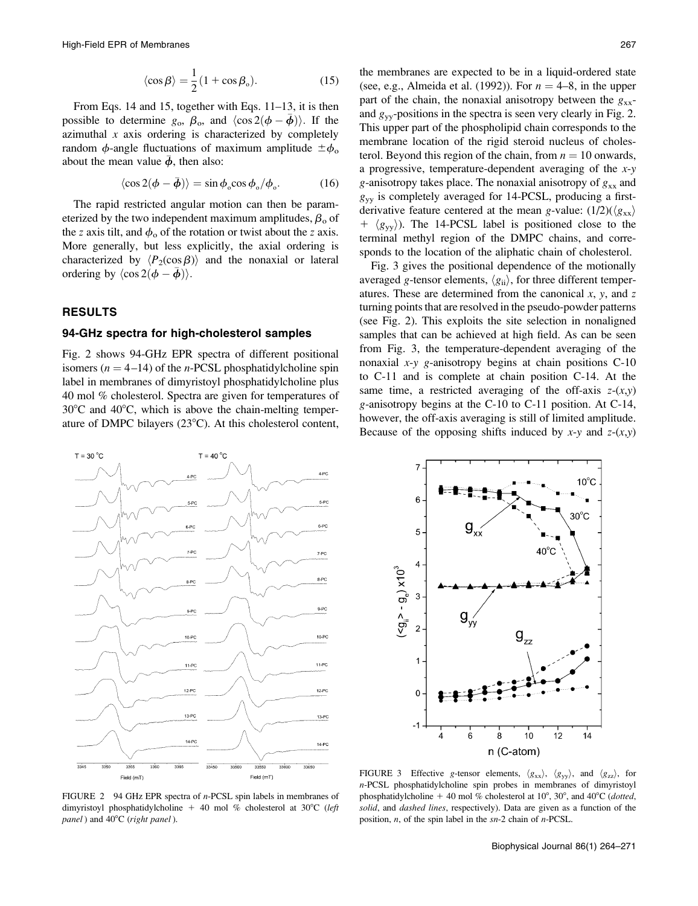$$\langle \cos \beta \rangle = \frac{1}{2}(1 + \cos \beta_o). \tag{15}$$

From Eqs. 14 and 15, together with Eqs. 11–13, it is then possible to determine $g_o$, $\beta_o$, and $\langle \cos 2(\phi - \bar{\phi}) \rangle$. If the azimuthal $x$ axis ordering is characterized by completely random $\phi$-angle fluctuations of maximum amplitude $\pm\phi_o$ about the mean value $\bar{\phi}$, then also:

$$\langle \cos 2(\phi - \bar{\phi}) \rangle = \sin \phi_o \cos \phi_o / \phi_o. \tag{16}$$

The rapid restricted angular motion can then be parameterized by the two independent maximum amplitudes, $\beta_o$ of the $z$ axis tilt, and $\phi_o$ of the rotation or twist about the $z$ axis. More generally, but less explicitly, the axial ordering is characterized by $\langle P_2(\cos \beta) \rangle$ and the nonaxial or lateral ordering by $\langle \cos 2(\phi - \bar{\phi}) \rangle$.

## RESULTS

### 94-GHz spectra for high-cholesterol samples

Fig. 2 shows 94-GHz EPR spectra of different positional isomers ($n = 4$–$14$) of the $n$-PCSL phosphatidylcholine spin label in membranes of dimyristoyl phosphatidylcholine plus 40 mol % cholesterol. Spectra are given for temperatures of 30°C and 40°C, which is above the chain-melting temperature of DMPC bilayers (23°C). At this cholesterol content, the membranes are expected to be in a liquid-ordered state (see, e.g., Almeida et al. (1992)). For $n = 4$–$8$, in the upper part of the chain, the nonaxial anisotropy between the $g_{xx}$- and $g_{yy}$-positions in the spectra is seen very clearly in Fig. 2. This upper part of the phospholipid chain corresponds to the membrane location of the rigid steroid nucleus of cholesterol. Beyond this region of the chain, from $n = 10$ onwards, a progressive, temperature-dependent averaging of the $x$-$y$ $g$-anisotropy takes place. The nonaxial anisotropy of $g_{xx}$ and $g_{yy}$ is completely averaged for 14-PCSL, producing a first-derivative feature centered at the mean $g$-value: $(1/2)(\langle g_{xx} \rangle + \langle g_{yy} \rangle)$. The 14-PCSL label is positioned close to the terminal methyl region of the DMPC chains, and corresponds to the location of the aliphatic chain of cholesterol.

Fig. 3 gives the positional dependence of the motionally averaged $g$-tensor elements, $\langle g_{ii} \rangle$, for three different temperatures. These are determined from the canonical $x$, $y$, and $z$ turning points that are resolved in the pseudo-powder patterns (see Fig. 2). This exploits the site selection in nonaligned samples that can be achieved at high field. As can be seen from Fig. 3, the temperature-dependent averaging of the nonaxial $x$-$y$ $g$-anisotropy begins at chain positions C-10 to C-11 and is complete at chain position C-14. At the same time, a restricted averaging of the off-axis $z$-$(x,y)$ $g$-anisotropy begins at the C-10 to C-11 position. At C-14, however, the off-axis averaging is still of limited amplitude. Because of the opposing shifts induced by $x$-$y$ and $z$-$(x,y)$

FIGURE 2 94 GHz EPR spectra of $n$-PCSL spin labels in membranes of dimyristoyl phosphatidylcholine + 40 mol % cholesterol at 30°C (*left panel*) and 40°C (*right panel*).

FIGURE 3 Effective $g$-tensor elements, $\langle g_{xx} \rangle$, $\langle g_{yy} \rangle$, and $\langle g_{zz} \rangle$, for $n$-PCSL phosphatidylcholine spin probes in membranes of dimyristoyl phosphatidylcholine + 40 mol % cholesterol at 10°, 30°, and 40°C (*dotted*, *solid*, and *dashed lines*, respectively). Data are given as a function of the position, $n$, of the spin label in the *sn*-2 chain of $n$-PCSL.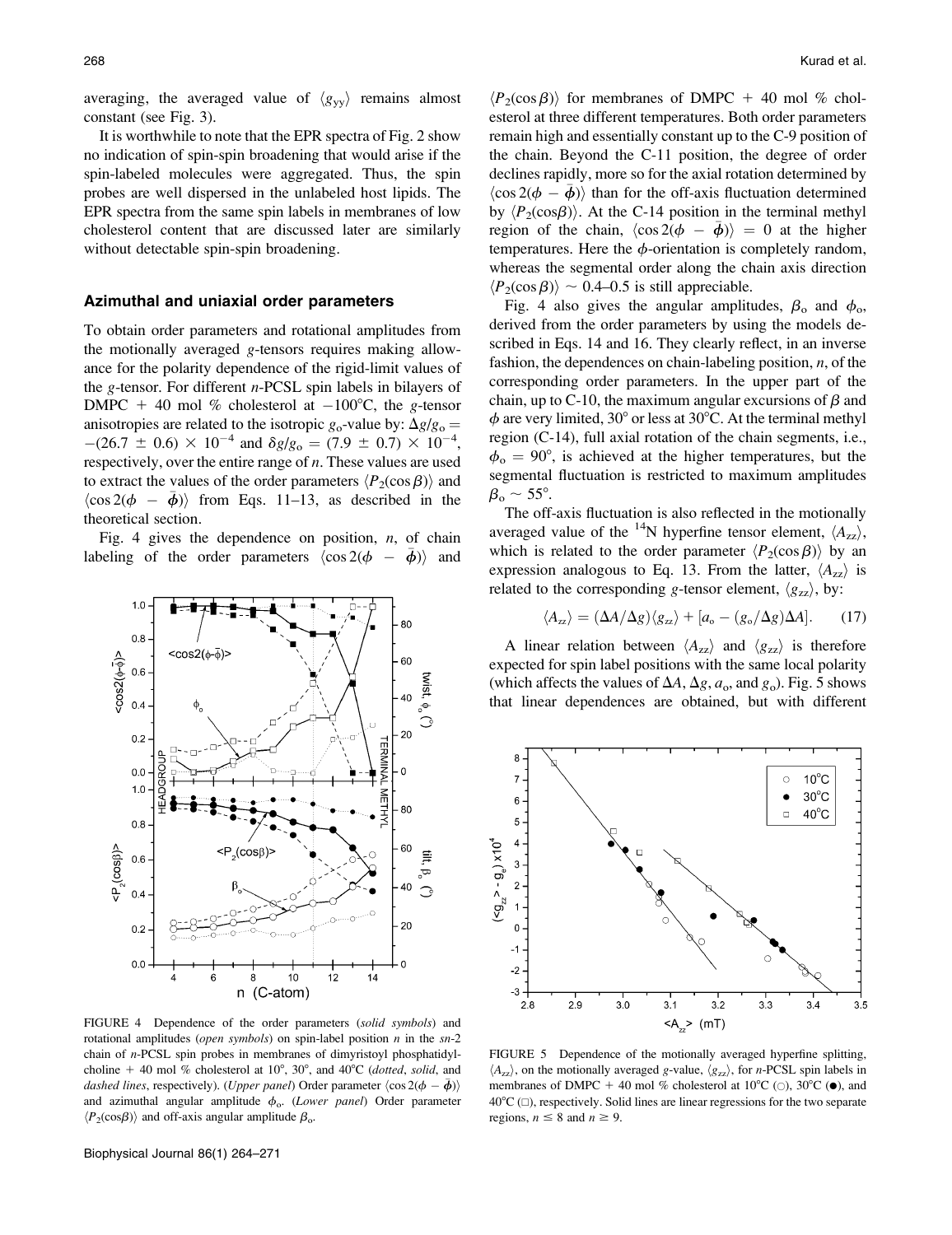averaging, the averaged value of $\langle g_{yy}\rangle$ remains almost constant (see Fig. 3).

It is worthwhile to note that the EPR spectra of Fig. 2 show no indication of spin-spin broadening that would arise if the spin-labeled molecules were aggregated. Thus, the spin probes are well dispersed in the unlabeled host lipids. The EPR spectra from the same spin labels in membranes of low cholesterol content that are discussed later are similarly without detectable spin-spin broadening.

## Azimuthal and uniaxial order parameters

To obtain order parameters and rotational amplitudes from the motionally averaged g-tensors requires making allowance for the polarity dependence of the rigid-limit values of the g-tensor. For different n-PCSL spin labels in bilayers of DMPC + 40 mol % cholesterol at −100°C, the g-tensor anisotropies are related to the isotropic $g_o$-value by: $\Delta g/g_o = -(26.7 \pm 0.6) \times 10^{-4}$ and $\delta g/g_o = (7.9 \pm 0.7) \times 10^{-4}$, respectively, over the entire range of n. These values are used to extract the values of the order parameters $\langle P_2(\cos\beta)\rangle$ and $\langle \cos 2(\phi - \bar{\phi})\rangle$ from Eqs. 11–13, as described in the theoretical section.

Fig. 4 gives the dependence on position, n, of chain labeling of the order parameters $\langle \cos 2(\phi - \bar{\phi})\rangle$ and $\langle P_2(\cos\beta)\rangle$ for membranes of DMPC + 40 mol % cholesterol at three different temperatures. Both order parameters remain high and essentially constant up to the C-9 position of the chain. Beyond the C-11 position, the degree of order declines rapidly, more so for the axial rotation determined by $\langle \cos 2(\phi - \bar{\phi})\rangle$ than for the off-axis fluctuation determined by $\langle P_2(\cos\beta)\rangle$. At the C-14 position in the terminal methyl region of the chain, $\langle \cos 2(\phi - \bar{\phi})\rangle = 0$ at the higher temperatures. Here the $\phi$-orientation is completely random, whereas the segmental order along the chain axis direction $\langle P_2(\cos\beta)\rangle \sim 0.4$–$0.5$ is still appreciable.

Fig. 4 also gives the angular amplitudes, $\beta_o$ and $\phi_o$, derived from the order parameters by using the models described in Eqs. 14 and 16. They clearly reflect, in an inverse fashion, the dependences on chain-labeling position, n, of the corresponding order parameters. In the upper part of the chain, up to C-10, the maximum angular excursions of $\beta$ and $\phi$ are very limited, 30° or less at 30°C. At the terminal methyl region (C-14), full axial rotation of the chain segments, i.e., $\phi_o = 90°$, is achieved at the higher temperatures, but the segmental fluctuation is restricted to maximum amplitudes $\beta_o \sim 55°$.

The off-axis fluctuation is also reflected in the motionally averaged value of the $^{14}$N hyperfine tensor element, $\langle A_{zz}\rangle$, which is related to the order parameter $\langle P_2(\cos\beta)\rangle$ by an expression analogous to Eq. 13. From the latter, $\langle A_{zz}\rangle$ is related to the corresponding g-tensor element, $\langle g_{zz}\rangle$, by:

$$\langle A_{zz}\rangle = (\Delta A/\Delta g)\langle g_{zz}\rangle + [a_o - (g_o/\Delta g)\Delta A]. \qquad (17)$$

A linear relation between $\langle A_{zz}\rangle$ and $\langle g_{zz}\rangle$ is therefore expected for spin label positions with the same local polarity (which affects the values of $\Delta A$, $\Delta g$, $a_o$, and $g_o$). Fig. 5 shows that linear dependences are obtained, but with different

FIGURE 4 Dependence of the order parameters (*solid symbols*) and rotational amplitudes (*open symbols*) on spin-label position n in the sn-2 chain of n-PCSL spin probes in membranes of dimyristoyl phosphatidylcholine + 40 mol % cholesterol at 10°, 30°, and 40°C (*dotted*, *solid*, and *dashed lines*, respectively). (*Upper panel*) Order parameter $\langle \cos 2(\phi - \bar{\phi})\rangle$ and azimuthal angular amplitude $\phi_o$. (*Lower panel*) Order parameter $\langle P_2(\cos\beta)\rangle$ and off-axis angular amplitude $\beta_o$.

FIGURE 5 Dependence of the motionally averaged hyperfine splitting, $\langle A_{zz}\rangle$, on the motionally averaged g-value, $\langle g_{zz}\rangle$, for n-PCSL spin labels in membranes of DMPC + 40 mol % cholesterol at 10°C (○), 30°C (●), and 40°C (□), respectively. Solid lines are linear regressions for the two separate regions, $n \leq 8$ and $n \geq 9$.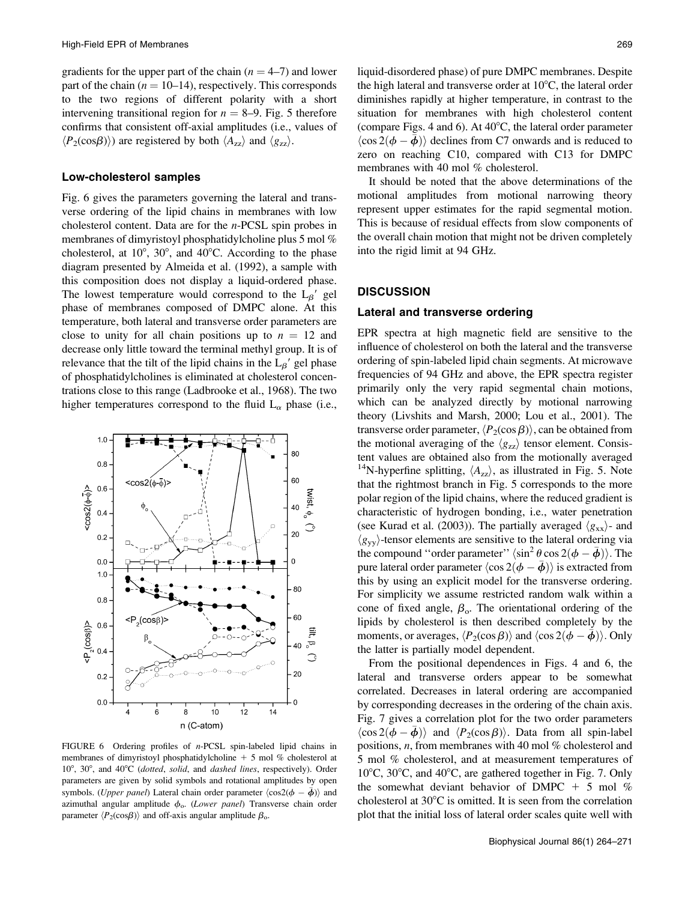gradients for the upper part of the chain ($n = 4$–7) and lower part of the chain ($n = 10$–14), respectively. This corresponds to the two regions of different polarity with a short intervening transitional region for $n = 8$–9. Fig. 5 therefore confirms that consistent off-axial amplitudes (i.e., values of $\langle P_2(\cos\beta)\rangle$) are registered by both $\langle A_{zz}\rangle$ and $\langle g_{zz}\rangle$.

### Low-cholesterol samples

Fig. 6 gives the parameters governing the lateral and transverse ordering of the lipid chains in membranes with low cholesterol content. Data are for the *n*-PCSL spin probes in membranes of dimyristoyl phosphatidylcholine plus 5 mol % cholesterol, at 10°, 30°, and 40°C. According to the phase diagram presented by Almeida et al. (1992), a sample with this composition does not display a liquid-ordered phase. The lowest temperature would correspond to the $L_{\beta}'$ gel phase of membranes composed of DMPC alone. At this temperature, both lateral and transverse order parameters are close to unity for all chain positions up to $n = 12$ and decrease only little toward the terminal methyl group. It is of relevance that the tilt of the lipid chains in the $L_{\beta}'$ gel phase of phosphatidylcholines is eliminated at cholesterol concentrations close to this range (Ladbrooke et al., 1968). The two higher temperatures correspond to the fluid $L_{\alpha}$ phase (i.e., liquid-disordered phase) of pure DMPC membranes. Despite the high lateral and transverse order at 10°C, the lateral order diminishes rapidly at higher temperature, in contrast to the situation for membranes with high cholesterol content (compare Figs. 4 and 6). At 40°C, the lateral order parameter $\langle\cos 2(\phi - \bar{\phi})\rangle$ declines from C7 onwards and is reduced to zero on reaching C10, compared with C13 for DMPC membranes with 40 mol % cholesterol.

It should be noted that the above determinations of the motional amplitudes from motional narrowing theory represent upper estimates for the rapid segmental motion. This is because of residual effects from slow components of the overall chain motion that might not be driven completely into the rigid limit at 94 GHz.

FIGURE 6 Ordering profiles of *n*-PCSL spin-labeled lipid chains in membranes of dimyristoyl phosphatidylcholine + 5 mol % cholesterol at 10°, 30°, and 40°C (*dotted*, *solid*, and *dashed lines*, respectively). Order parameters are given by solid symbols and rotational amplitudes by open symbols. (*Upper panel*) Lateral chain order parameter $\langle\cos 2(\phi - \bar{\phi})\rangle$ and azimuthal angular amplitude $\phi_o$. (*Lower panel*) Transverse chain order parameter $\langle P_2(\cos\beta)\rangle$ and off-axis angular amplitude $\beta_o$.

## DISCUSSION

### Lateral and transverse ordering

EPR spectra at high magnetic field are sensitive to the influence of cholesterol on both the lateral and the transverse ordering of spin-labeled lipid chain segments. At microwave frequencies of 94 GHz and above, the EPR spectra register primarily only the very rapid segmental chain motions, which can be analyzed directly by motional narrowing theory (Livshits and Marsh, 2000; Lou et al., 2001). The transverse order parameter, $\langle P_2(\cos\beta)\rangle$, can be obtained from the motional averaging of the $\langle g_{zz}\rangle$ tensor element. Consistent values are obtained also from the motionally averaged $^{14}$N-hyperfine splitting, $\langle A_{zz}\rangle$, as illustrated in Fig. 5. Note that the rightmost branch in Fig. 5 corresponds to the more polar region of the lipid chains, where the reduced gradient is characteristic of hydrogen bonding, i.e., water penetration (see Kurad et al. (2003)). The partially averaged $\langle g_{xx}\rangle$- and $\langle g_{yy}\rangle$-tensor elements are sensitive to the lateral ordering via the compound "order parameter" $\langle\sin^2\theta\cos 2(\phi - \bar{\phi})\rangle$. The pure lateral order parameter $\langle\cos 2(\phi - \bar{\phi})\rangle$ is extracted from this by using an explicit model for the transverse ordering. For simplicity we assume restricted random walk within a cone of fixed angle, $\beta_o$. The orientational ordering of the lipids by cholesterol is then described completely by the moments, or averages, $\langle P_2(\cos\beta)\rangle$ and $\langle\cos 2(\phi - \bar{\phi})\rangle$. Only the latter is partially model dependent.

From the positional dependences in Figs. 4 and 6, the lateral and transverse orders appear to be somewhat correlated. Decreases in lateral ordering are accompanied by corresponding decreases in the ordering of the chain axis. Fig. 7 gives a correlation plot for the two order parameters $\langle\cos 2(\phi - \bar{\phi})\rangle$ and $\langle P_2(\cos\beta)\rangle$. Data from all spin-label positions, *n*, from membranes with 40 mol % cholesterol and 5 mol % cholesterol, and at measurement temperatures of 10°C, 30°C, and 40°C, are gathered together in Fig. 7. Only the somewhat deviant behavior of DMPC + 5 mol % cholesterol at 30°C is omitted. It is seen from the correlation plot that the initial loss of lateral order scales quite well with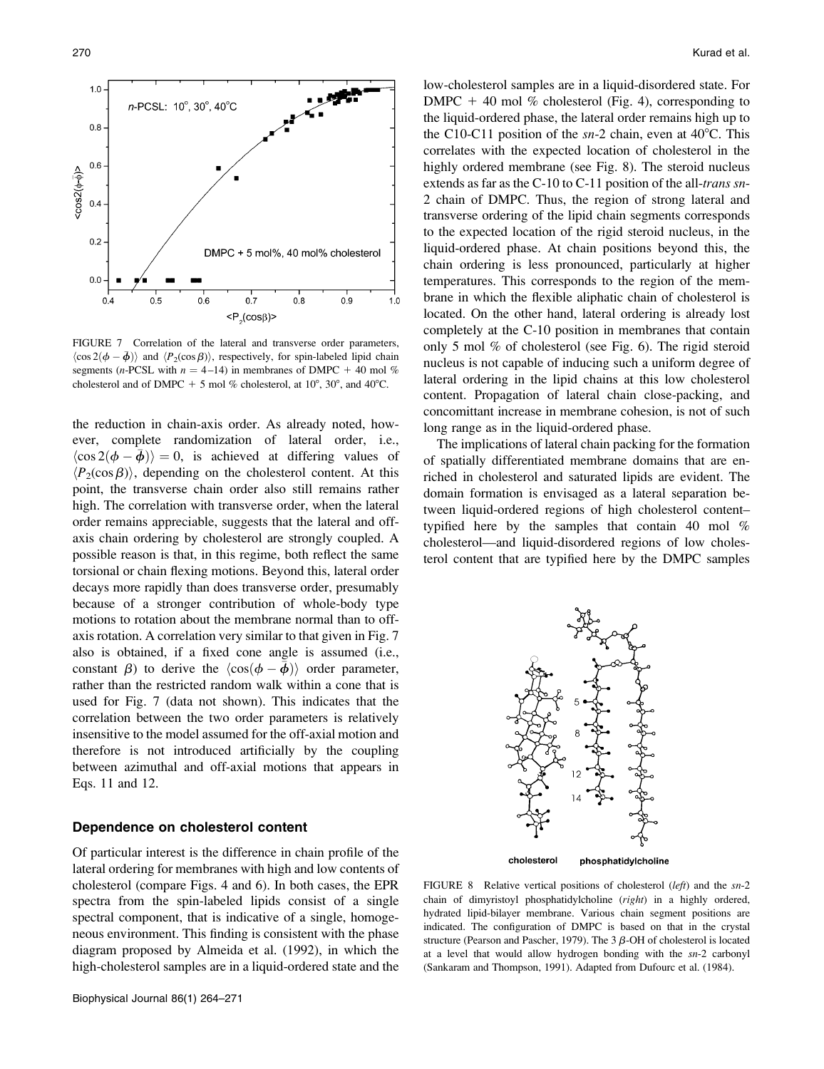FIGURE 7 Correlation of the lateral and transverse order parameters, $\langle \cos 2(\phi - \bar{\phi}) \rangle$ and $\langle P_2(\cos \beta) \rangle$, respectively, for spin-labeled lipid chain segments ($n$-PCSL with $n = 4$–14) in membranes of DMPC + 40 mol % cholesterol and of DMPC + 5 mol % cholesterol, at 10°, 30°, and 40°C.

the reduction in chain-axis order. As already noted, however, complete randomization of lateral order, i.e., $\langle \cos 2(\phi - \bar{\phi}) \rangle = 0$, is achieved at differing values of $\langle P_2(\cos \beta) \rangle$, depending on the cholesterol content. At this point, the transverse chain order also still remains rather high. The correlation with transverse order, when the lateral order remains appreciable, suggests that the lateral and off-axis chain ordering by cholesterol are strongly coupled. A possible reason is that, in this regime, both reflect the same torsional or chain flexing motions. Beyond this, lateral order decays more rapidly than does transverse order, presumably because of a stronger contribution of whole-body type motions to rotation about the membrane normal than to off-axis rotation. A correlation very similar to that given in Fig. 7 also is obtained, if a fixed cone angle is assumed (i.e., constant $\beta$) to derive the $\langle \cos(\phi - \bar{\phi}) \rangle$ order parameter, rather than the restricted random walk within a cone that is used for Fig. 7 (data not shown). This indicates that the correlation between the two order parameters is relatively insensitive to the model assumed for the off-axial motion and therefore is not introduced artificially by the coupling between azimuthal and off-axial motions that appears in Eqs. 11 and 12.

### Dependence on cholesterol content

Of particular interest is the difference in chain profile of the lateral ordering for membranes with high and low contents of cholesterol (compare Figs. 4 and 6). In both cases, the EPR spectra from the spin-labeled lipids consist of a single spectral component, that is indicative of a single, homogeneous environment. This finding is consistent with the phase diagram proposed by Almeida et al. (1992), in which the high-cholesterol samples are in a liquid-ordered state and the low-cholesterol samples are in a liquid-disordered state. For DMPC + 40 mol % cholesterol (Fig. 4), corresponding to the liquid-ordered phase, the lateral order remains high up to the C10-C11 position of the *sn*-2 chain, even at 40°C. This correlates with the expected location of cholesterol in the highly ordered membrane (see Fig. 8). The steroid nucleus extends as far as the C-10 to C-11 position of the all-*trans* *sn*-2 chain of DMPC. Thus, the region of strong lateral and transverse ordering of the lipid chain segments corresponds to the expected location of the rigid steroid nucleus, in the liquid-ordered phase. At chain positions beyond this, the chain ordering is less pronounced, particularly at higher temperatures. This corresponds to the region of the membrane in which the flexible aliphatic chain of cholesterol is located. On the other hand, lateral ordering is already lost completely at the C-10 position in membranes that contain only 5 mol % of cholesterol (see Fig. 6). The rigid steroid nucleus is not capable of inducing such a uniform degree of lateral ordering in the lipid chains at this low cholesterol content. Propagation of lateral chain close-packing, and concomittant increase in membrane cohesion, is not of such long range as in the liquid-ordered phase.

The implications of lateral chain packing for the formation of spatially differentiated membrane domains that are enriched in cholesterol and saturated lipids are evident. The domain formation is envisaged as a lateral separation between liquid-ordered regions of high cholesterol content–typified here by the samples that contain 40 mol % cholesterol—and liquid-disordered regions of low cholesterol content that are typified here by the DMPC samples

FIGURE 8 Relative vertical positions of cholesterol (*left*) and the *sn*-2 chain of dimyristoyl phosphatidylcholine (*right*) in a highly ordered, hydrated lipid-bilayer membrane. Various chain segment positions are indicated. The configuration of DMPC is based on that in the crystal structure (Pearson and Pascher, 1979). The 3 $\beta$-OH of cholesterol is located at a level that would allow hydrogen bonding with the *sn*-2 carbonyl (Sankaram and Thompson, 1991). Adapted from Dufourc et al. (1984).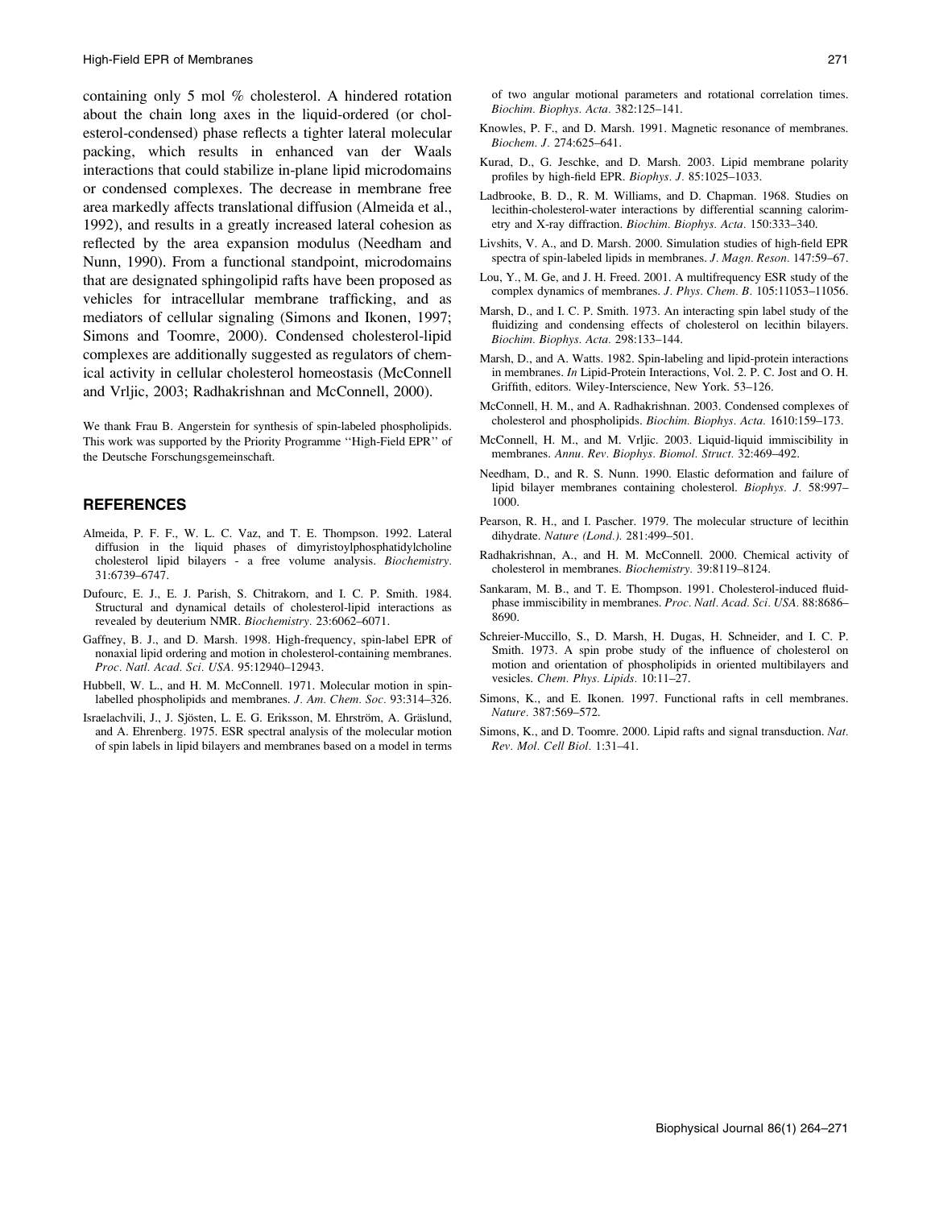containing only 5 mol % cholesterol. A hindered rotation about the chain long axes in the liquid-ordered (or cholesterol-condensed) phase reflects a tighter lateral molecular packing, which results in enhanced van der Waals interactions that could stabilize in-plane lipid microdomains or condensed complexes. The decrease in membrane free area markedly affects translational diffusion (Almeida et al., 1992), and results in a greatly increased lateral cohesion as reflected by the area expansion modulus (Needham and Nunn, 1990). From a functional standpoint, microdomains that are designated sphingolipid rafts have been proposed as vehicles for intracellular membrane trafficking, and as mediators of cellular signaling (Simons and Ikonen, 1997; Simons and Toomre, 2000). Condensed cholesterol-lipid complexes are additionally suggested as regulators of chemical activity in cellular cholesterol homeostasis (McConnell and Vrljic, 2003; Radhakrishnan and McConnell, 2000).

We thank Frau B. Angerstein for synthesis of spin-labeled phospholipids. This work was supported by the Priority Programme "High-Field EPR" of the Deutsche Forschungsgemeinschaft.

## REFERENCES

Almeida, P. F. F., W. L. C. Vaz, and T. E. Thompson. 1992. Lateral diffusion in the liquid phases of dimyristoylphosphatidylcholine cholesterol lipid bilayers - a free volume analysis. *Biochemistry*. 31:6739–6747.

Dufourc, E. J., E. J. Parish, S. Chitrakorn, and I. C. P. Smith. 1984. Structural and dynamical details of cholesterol-lipid interactions as revealed by deuterium NMR. *Biochemistry*. 23:6062–6071.

Gaffney, B. J., and D. Marsh. 1998. High-frequency, spin-label EPR of nonaxial lipid ordering and motion in cholesterol-containing membranes. *Proc. Natl. Acad. Sci. USA*. 95:12940–12943.

Hubbell, W. L., and H. M. McConnell. 1971. Molecular motion in spin-labelled phospholipids and membranes. *J. Am. Chem. Soc*. 93:314–326.

Israelachvili, J., J. Sjösten, L. E. G. Eriksson, M. Ehrström, A. Gräslund, and A. Ehrenberg. 1975. ESR spectral analysis of the molecular motion of spin labels in lipid bilayers and membranes based on a model in terms of two angular motional parameters and rotational correlation times. *Biochim. Biophys. Acta*. 382:125–141.

Knowles, P. F., and D. Marsh. 1991. Magnetic resonance of membranes. *Biochem. J*. 274:625–641.

Kurad, D., G. Jeschke, and D. Marsh. 2003. Lipid membrane polarity profiles by high-field EPR. *Biophys. J*. 85:1025–1033.

Ladbrooke, B. D., R. M. Williams, and D. Chapman. 1968. Studies on lecithin-cholesterol-water interactions by differential scanning calorimetry and X-ray diffraction. *Biochim. Biophys. Acta*. 150:333–340.

Livshits, V. A., and D. Marsh. 2000. Simulation studies of high-field EPR spectra of spin-labeled lipids in membranes. *J. Magn. Reson*. 147:59–67.

Lou, Y., M. Ge, and J. H. Freed. 2001. A multifrequency ESR study of the complex dynamics of membranes. *J. Phys. Chem. B*. 105:11053–11056.

Marsh, D., and I. C. P. Smith. 1973. An interacting spin label study of the fluidizing and condensing effects of cholesterol on lecithin bilayers. *Biochim. Biophys. Acta*. 298:133–144.

Marsh, D., and A. Watts. 1982. Spin-labeling and lipid-protein interactions in membranes. *In* Lipid-Protein Interactions, Vol. 2. P. C. Jost and O. H. Griffith, editors. Wiley-Interscience, New York. 53–126.

McConnell, H. M., and A. Radhakrishnan. 2003. Condensed complexes of cholesterol and phospholipids. *Biochim. Biophys. Acta*. 1610:159–173.

McConnell, H. M., and M. Vrljic. 2003. Liquid-liquid immiscibility in membranes. *Annu. Rev. Biophys. Biomol. Struct*. 32:469–492.

Needham, D., and R. S. Nunn. 1990. Elastic deformation and failure of lipid bilayer membranes containing cholesterol. *Biophys. J*. 58:997–1000.

Pearson, R. H., and I. Pascher. 1979. The molecular structure of lecithin dihydrate. *Nature (Lond.)*. 281:499–501.

Radhakrishnan, A., and H. M. McConnell. 2000. Chemical activity of cholesterol in membranes. *Biochemistry*. 39:8119–8124.

Sankaram, M. B., and T. E. Thompson. 1991. Cholesterol-induced fluid-phase immiscibility in membranes. *Proc. Natl. Acad. Sci. USA*. 88:8686–8690.

Schreier-Muccillo, S., D. Marsh, H. Dugas, H. Schneider, and I. C. P. Smith. 1973. A spin probe study of the influence of cholesterol on motion and orientation of phospholipids in oriented multibilayers and vesicles. *Chem. Phys. Lipids*. 10:11–27.

Simons, K., and E. Ikonen. 1997. Functional rafts in cell membranes. *Nature*. 387:569–572.

Simons, K., and D. Toomre. 2000. Lipid rafts and signal transduction. *Nat. Rev. Mol. Cell Biol*. 1:31–41.